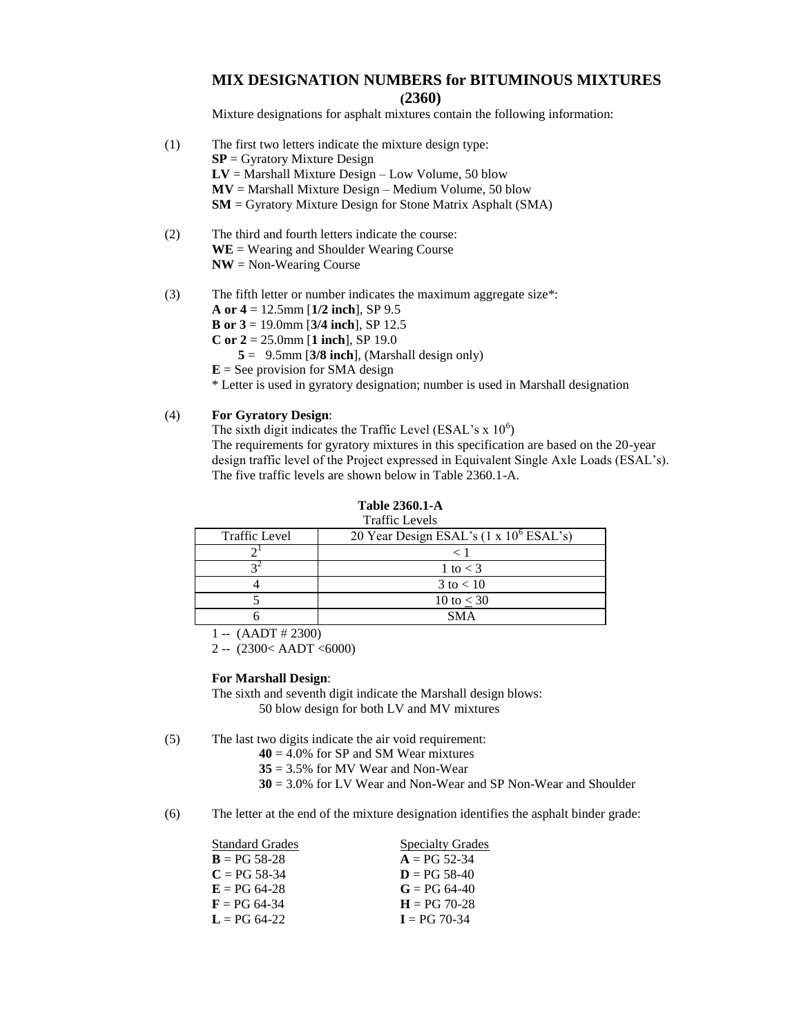## MIX DESIGNATION NUMBERS for BITUMINOUS MIXTURES (2360)

Mixture designations for asphalt mixtures contain the following information:

(1) The first two letters indicate the mixture design type:
**SP** = Gyratory Mixture Design
**LV** = Marshall Mixture Design – Low Volume, 50 blow
**MV** = Marshall Mixture Design – Medium Volume, 50 blow
**SM** = Gyratory Mixture Design for Stone Matrix Asphalt (SMA)

(2) The third and fourth letters indicate the course:
**WE** = Wearing and Shoulder Wearing Course
**NW** = Non-Wearing Course

(3) The fifth letter or number indicates the maximum aggregate size*:
**A or 4** = 12.5mm [**1/2 inch**], SP 9.5
**B or 3** = 19.0mm [**3/4 inch**], SP 12.5
**C or 2** = 25.0mm [**1 inch**], SP 19.0
**5** = 9.5mm [**3/8 inch**], (Marshall design only)
**E** = See provision for SMA design
* Letter is used in gyratory designation; number is used in Marshall designation

(4) **For Gyratory Design**:
The sixth digit indicates the Traffic Level (ESAL's x $10^6$)
The requirements for gyratory mixtures in this specification are based on the 20-year design traffic level of the Project expressed in Equivalent Single Axle Loads (ESAL's). The five traffic levels are shown below in Table 2360.1-A.

**Table 2360.1-A**
Traffic Levels

| Traffic Level | 20 Year Design ESAL's (1 x $10^6$ ESAL's) |
|---|---|
| 2[1] | < 1 |
| 3[2] | 1 to < 3 |
| 4 | 3 to < 10 |
| 5 | 10 to ≤ 30 |
| 6 | SMA |

1 -- (AADT # 2300)
2 -- (2300< AADT <6000)

**For Marshall Design**:
The sixth and seventh digit indicate the Marshall design blows:
50 blow design for both LV and MV mixtures

(5) The last two digits indicate the air void requirement:
**40** = 4.0% for SP and SM Wear mixtures
**35** = 3.5% for MV Wear and Non-Wear
**30** = 3.0% for LV Wear and Non-Wear and SP Non-Wear and Shoulder

(6) The letter at the end of the mixture designation identifies the asphalt binder grade:

| Standard Grades | Specialty Grades |
|---|---|
| **B** = PG 58-28 | **A** = PG 52-34 |
| **C** = PG 58-34 | **D** = PG 58-40 |
| **E** = PG 64-28 | **G** = PG 64-40 |
| **F** = PG 64-34 | **H** = PG 70-28 |
| **L** = PG 64-22 | **I** = PG 70-34 |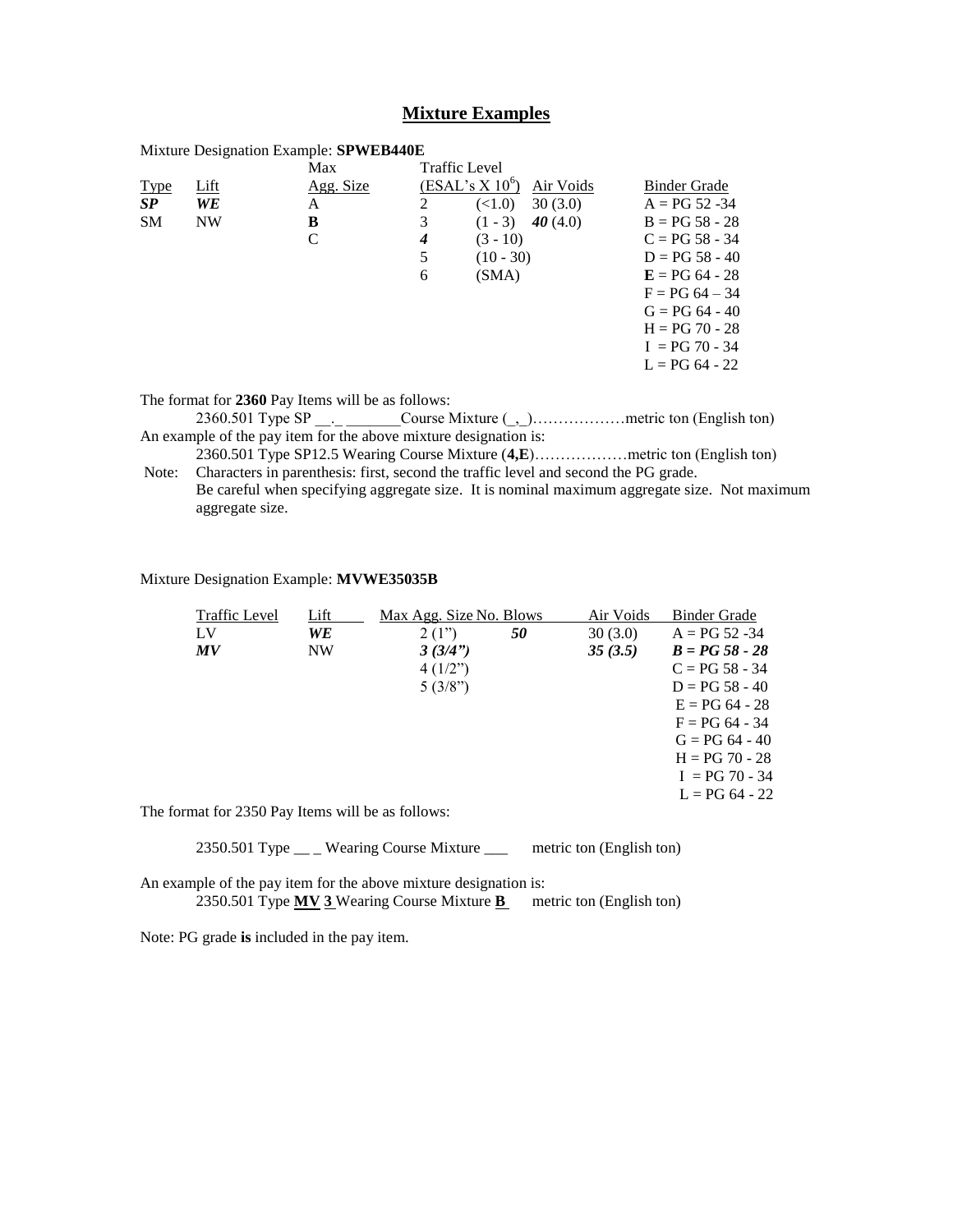# Mixture Examples

Mixture Designation Example: **SPWEB440E**

| Type | Lift | Max Agg. Size | Traffic Level (ESAL's X $10^6$) | | Air Voids | Binder Grade |
|---|---|---|---|---|---|---|
| ***SP*** | ***WE*** | A | 2 | (<1.0) | 30 (3.0) | A = PG 52 -34 |
| SM | NW | **B** | 3 | (1 - 3) | ***40*** (4.0) | B = PG 58 - 28 |
| | | C | ***4*** | (3 - 10) | | C = PG 58 - 34 |
| | | | 5 | (10 - 30) | | D = PG 58 - 40 |
| | | | 6 | (SMA) | | **E** = PG 64 - 28 |
| | | | | | | F = PG 64 – 34 |
| | | | | | | G = PG 64 - 40 |
| | | | | | | H = PG 70 - 28 |
| | | | | | | I = PG 70 - 34 |
| | | | | | | L = PG 64 - 22 |

The format for **2360** Pay Items will be as follows:

2360.501 Type SP __._ _______Course Mixture (_,_)………………metric ton (English ton)

An example of the pay item for the above mixture designation is:

2360.501 Type SP12.5 Wearing Course Mixture (**4,E**)………………metric ton (English ton)

Note: Characters in parenthesis: first, second the traffic level and second the PG grade.
Be careful when specifying aggregate size. It is nominal maximum aggregate size. Not maximum aggregate size.

Mixture Designation Example: **MVWE35035B**

| Traffic Level | Lift | Max Agg. Size | No. Blows | Air Voids | Binder Grade |
|---|---|---|---|---|---|
| LV | ***WE*** | 2 (1") | ***50*** | 30 (3.0) | A = PG 52 -34 |
| ***MV*** | NW | ***3 (3/4")*** | | ***35 (3.5)*** | ***B = PG 58 - 28*** |
| | | 4 (1/2") | | | C = PG 58 - 34 |
| | | 5 (3/8") | | | D = PG 58 - 40 |
| | | | | | E = PG 64 - 28 |
| | | | | | F = PG 64 - 34 |
| | | | | | G = PG 64 - 40 |
| | | | | | H = PG 70 - 28 |
| | | | | | I = PG 70 - 34 |
| | | | | | L = PG 64 - 22 |

The format for 2350 Pay Items will be as follows:

2350.501 Type __ _ Wearing Course Mixture ___ metric ton (English ton)

An example of the pay item for the above mixture designation is:

2350.501 Type **MV** **3** Wearing Course Mixture **B** metric ton (English ton)

Note: PG grade **is** included in the pay item.